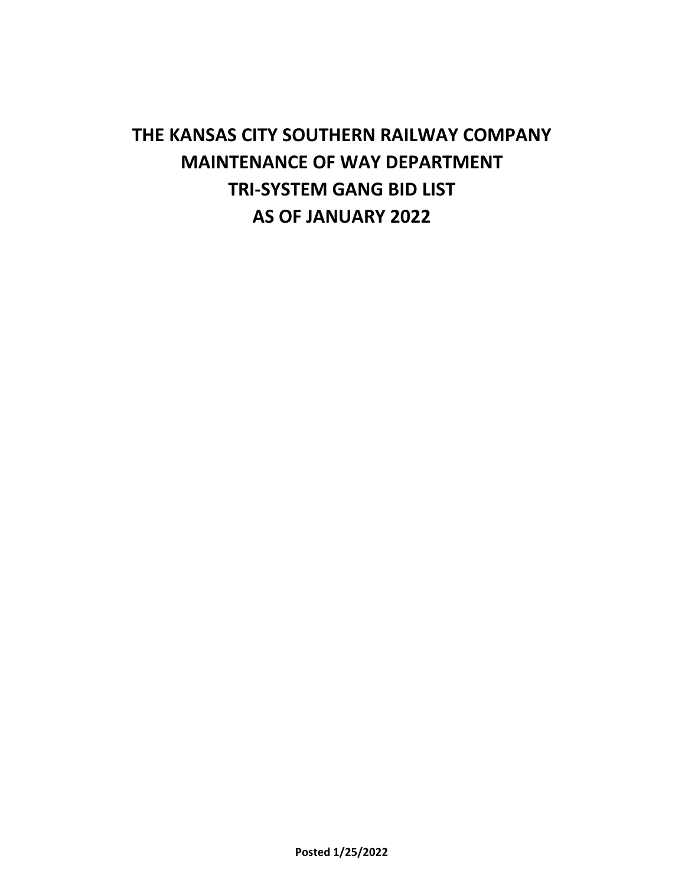# THE KANSAS CITY SOUTHERN RAILWAY COMPANY
# MAINTENANCE OF WAY DEPARTMENT
# TRI-SYSTEM GANG BID LIST
# AS OF JANUARY 2022

**Posted 1/25/2022**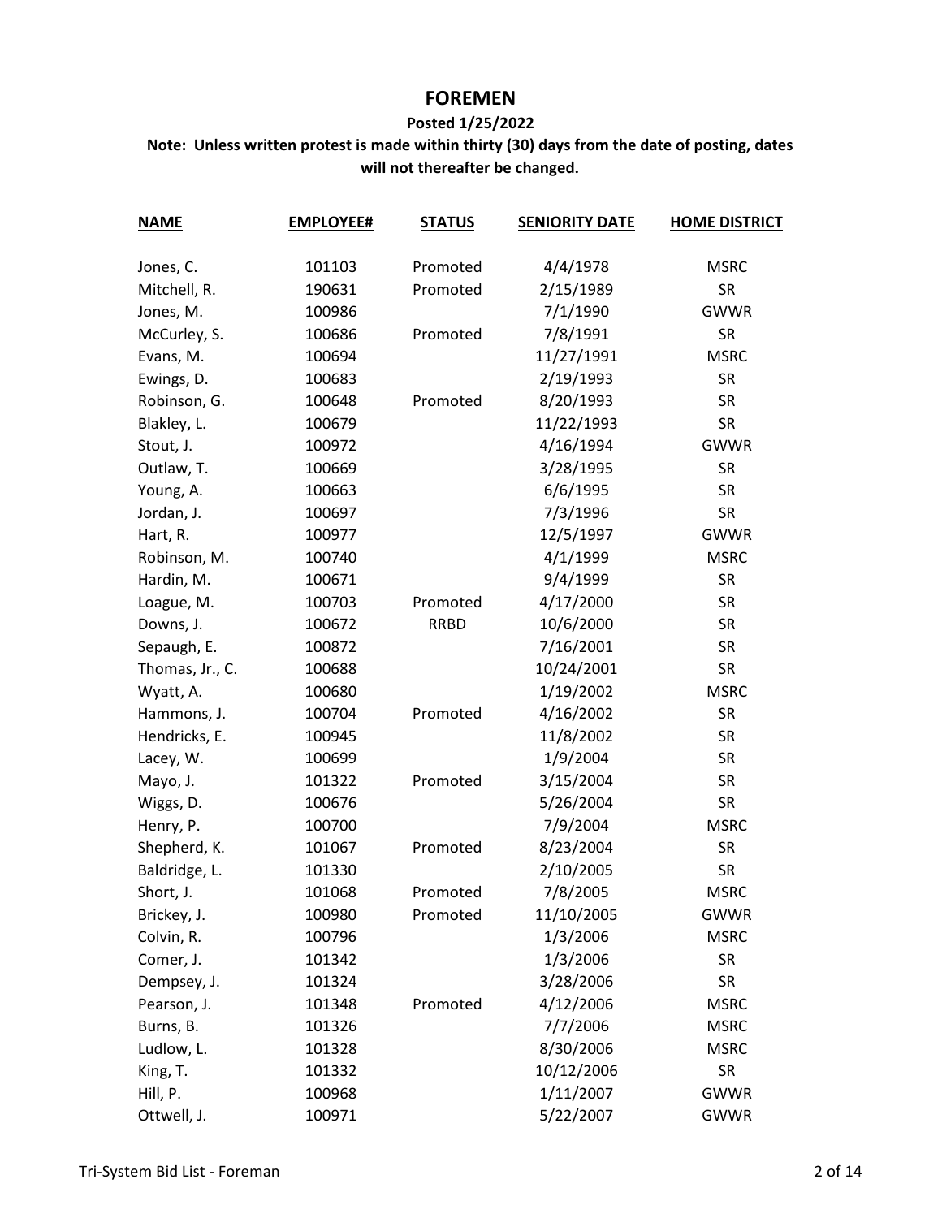# FOREMEN

**Posted 1/25/2022**

**Note: Unless written protest is made within thirty (30) days from the date of posting, dates will not thereafter be changed.**

| NAME | EMPLOYEE# | STATUS | SENIORITY DATE | HOME DISTRICT |
|---|---|---|---|---|
| Jones, C. | 101103 | Promoted | 4/4/1978 | MSRC |
| Mitchell, R. | 190631 | Promoted | 2/15/1989 | SR |
| Jones, M. | 100986 | | 7/1/1990 | GWWR |
| McCurley, S. | 100686 | Promoted | 7/8/1991 | SR |
| Evans, M. | 100694 | | 11/27/1991 | MSRC |
| Ewings, D. | 100683 | | 2/19/1993 | SR |
| Robinson, G. | 100648 | Promoted | 8/20/1993 | SR |
| Blakley, L. | 100679 | | 11/22/1993 | SR |
| Stout, J. | 100972 | | 4/16/1994 | GWWR |
| Outlaw, T. | 100669 | | 3/28/1995 | SR |
| Young, A. | 100663 | | 6/6/1995 | SR |
| Jordan, J. | 100697 | | 7/3/1996 | SR |
| Hart, R. | 100977 | | 12/5/1997 | GWWR |
| Robinson, M. | 100740 | | 4/1/1999 | MSRC |
| Hardin, M. | 100671 | | 9/4/1999 | SR |
| Loague, M. | 100703 | Promoted | 4/17/2000 | SR |
| Downs, J. | 100672 | RRBD | 10/6/2000 | SR |
| Sepaugh, E. | 100872 | | 7/16/2001 | SR |
| Thomas, Jr., C. | 100688 | | 10/24/2001 | SR |
| Wyatt, A. | 100680 | | 1/19/2002 | MSRC |
| Hammons, J. | 100704 | Promoted | 4/16/2002 | SR |
| Hendricks, E. | 100945 | | 11/8/2002 | SR |
| Lacey, W. | 100699 | | 1/9/2004 | SR |
| Mayo, J. | 101322 | Promoted | 3/15/2004 | SR |
| Wiggs, D. | 100676 | | 5/26/2004 | SR |
| Henry, P. | 100700 | | 7/9/2004 | MSRC |
| Shepherd, K. | 101067 | Promoted | 8/23/2004 | SR |
| Baldridge, L. | 101330 | | 2/10/2005 | SR |
| Short, J. | 101068 | Promoted | 7/8/2005 | MSRC |
| Brickey, J. | 100980 | Promoted | 11/10/2005 | GWWR |
| Colvin, R. | 100796 | | 1/3/2006 | MSRC |
| Comer, J. | 101342 | | 1/3/2006 | SR |
| Dempsey, J. | 101324 | | 3/28/2006 | SR |
| Pearson, J. | 101348 | Promoted | 4/12/2006 | MSRC |
| Burns, B. | 101326 | | 7/7/2006 | MSRC |
| Ludlow, L. | 101328 | | 8/30/2006 | MSRC |
| King, T. | 101332 | | 10/12/2006 | SR |
| Hill, P. | 100968 | | 1/11/2007 | GWWR |
| Ottwell, J. | 100971 | | 5/22/2007 | GWWR |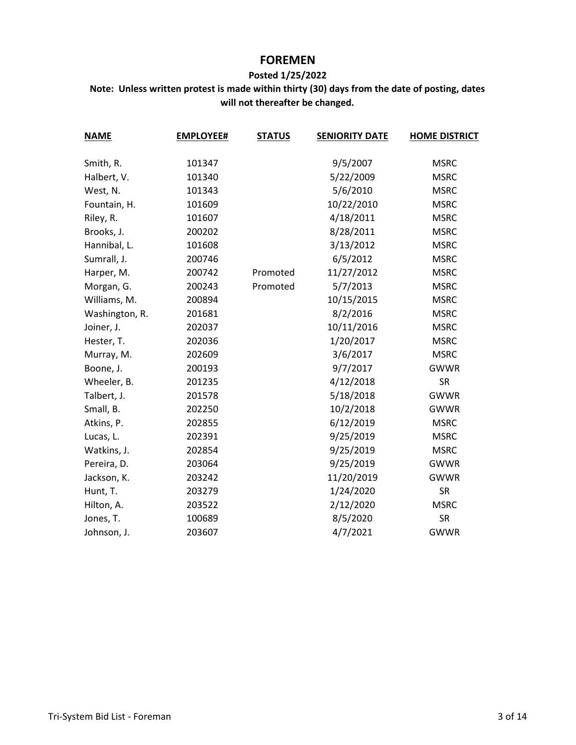# FOREMEN

**Posted 1/25/2022**

**Note: Unless written protest is made within thirty (30) days from the date of posting, dates will not thereafter be changed.**

| NAME | EMPLOYEE# | STATUS | SENIORITY DATE | HOME DISTRICT |
|---|---|---|---|---|
| Smith, R. | 101347 | | 9/5/2007 | MSRC |
| Halbert, V. | 101340 | | 5/22/2009 | MSRC |
| West, N. | 101343 | | 5/6/2010 | MSRC |
| Fountain, H. | 101609 | | 10/22/2010 | MSRC |
| Riley, R. | 101607 | | 4/18/2011 | MSRC |
| Brooks, J. | 200202 | | 8/28/2011 | MSRC |
| Hannibal, L. | 101608 | | 3/13/2012 | MSRC |
| Sumrall, J. | 200746 | | 6/5/2012 | MSRC |
| Harper, M. | 200742 | Promoted | 11/27/2012 | MSRC |
| Morgan, G. | 200243 | Promoted | 5/7/2013 | MSRC |
| Williams, M. | 200894 | | 10/15/2015 | MSRC |
| Washington, R. | 201681 | | 8/2/2016 | MSRC |
| Joiner, J. | 202037 | | 10/11/2016 | MSRC |
| Hester, T. | 202036 | | 1/20/2017 | MSRC |
| Murray, M. | 202609 | | 3/6/2017 | MSRC |
| Boone, J. | 200193 | | 9/7/2017 | GWWR |
| Wheeler, B. | 201235 | | 4/12/2018 | SR |
| Talbert, J. | 201578 | | 5/18/2018 | GWWR |
| Small, B. | 202250 | | 10/2/2018 | GWWR |
| Atkins, P. | 202855 | | 6/12/2019 | MSRC |
| Lucas, L. | 202391 | | 9/25/2019 | MSRC |
| Watkins, J. | 202854 | | 9/25/2019 | MSRC |
| Pereira, D. | 203064 | | 9/25/2019 | GWWR |
| Jackson, K. | 203242 | | 11/20/2019 | GWWR |
| Hunt, T. | 203279 | | 1/24/2020 | SR |
| Hilton, A. | 203522 | | 2/12/2020 | MSRC |
| Jones, T. | 100689 | | 8/5/2020 | SR |
| Johnson, J. | 203607 | | 4/7/2021 | GWWR |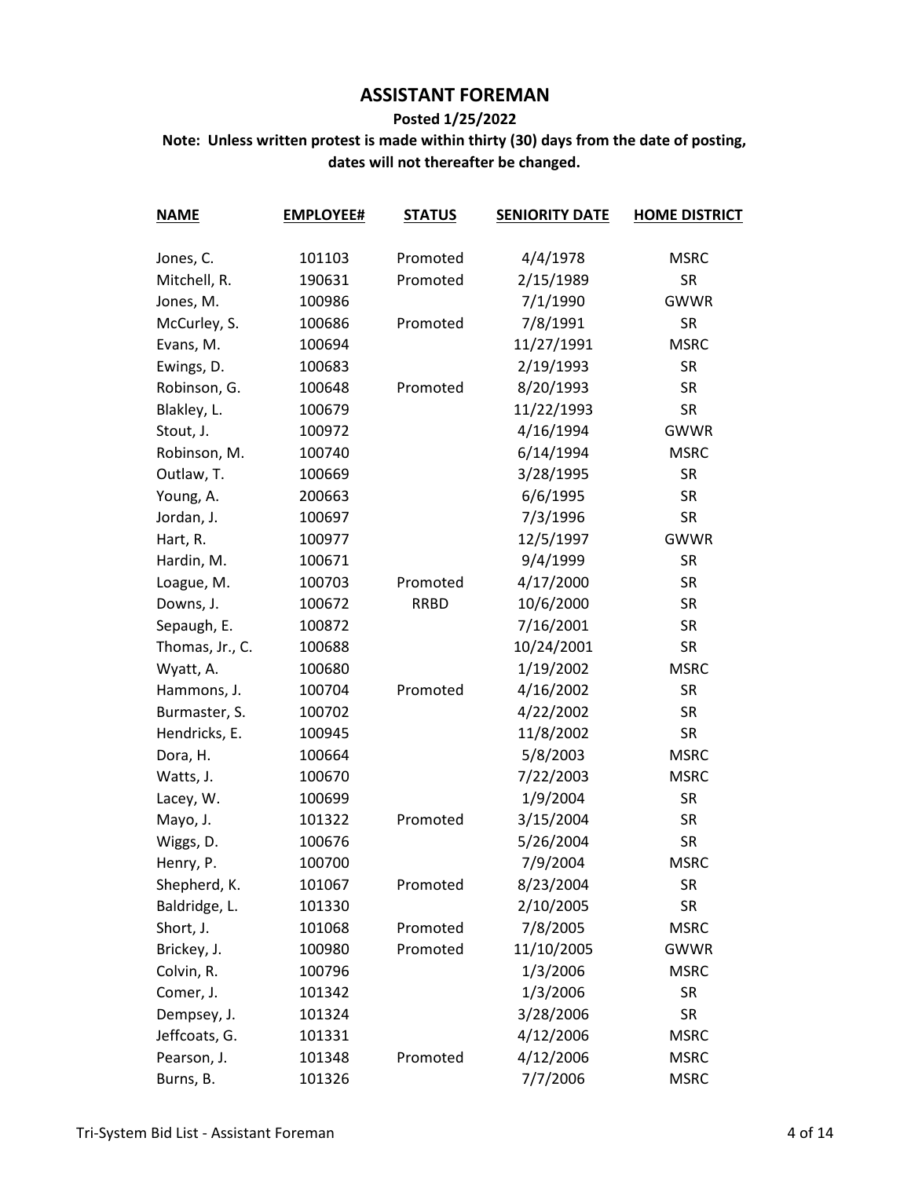# ASSISTANT FOREMAN

**Posted 1/25/2022**

**Note: Unless written protest is made within thirty (30) days from the date of posting, dates will not thereafter be changed.**

| NAME | EMPLOYEE# | STATUS | SENIORITY DATE | HOME DISTRICT |
|---|---|---|---|---|
| Jones, C. | 101103 | Promoted | 4/4/1978 | MSRC |
| Mitchell, R. | 190631 | Promoted | 2/15/1989 | SR |
| Jones, M. | 100986 | | 7/1/1990 | GWWR |
| McCurley, S. | 100686 | Promoted | 7/8/1991 | SR |
| Evans, M. | 100694 | | 11/27/1991 | MSRC |
| Ewings, D. | 100683 | | 2/19/1993 | SR |
| Robinson, G. | 100648 | Promoted | 8/20/1993 | SR |
| Blakley, L. | 100679 | | 11/22/1993 | SR |
| Stout, J. | 100972 | | 4/16/1994 | GWWR |
| Robinson, M. | 100740 | | 6/14/1994 | MSRC |
| Outlaw, T. | 100669 | | 3/28/1995 | SR |
| Young, A. | 200663 | | 6/6/1995 | SR |
| Jordan, J. | 100697 | | 7/3/1996 | SR |
| Hart, R. | 100977 | | 12/5/1997 | GWWR |
| Hardin, M. | 100671 | | 9/4/1999 | SR |
| Loague, M. | 100703 | Promoted | 4/17/2000 | SR |
| Downs, J. | 100672 | RRBD | 10/6/2000 | SR |
| Sepaugh, E. | 100872 | | 7/16/2001 | SR |
| Thomas, Jr., C. | 100688 | | 10/24/2001 | SR |
| Wyatt, A. | 100680 | | 1/19/2002 | MSRC |
| Hammons, J. | 100704 | Promoted | 4/16/2002 | SR |
| Burmaster, S. | 100702 | | 4/22/2002 | SR |
| Hendricks, E. | 100945 | | 11/8/2002 | SR |
| Dora, H. | 100664 | | 5/8/2003 | MSRC |
| Watts, J. | 100670 | | 7/22/2003 | MSRC |
| Lacey, W. | 100699 | | 1/9/2004 | SR |
| Mayo, J. | 101322 | Promoted | 3/15/2004 | SR |
| Wiggs, D. | 100676 | | 5/26/2004 | SR |
| Henry, P. | 100700 | | 7/9/2004 | MSRC |
| Shepherd, K. | 101067 | Promoted | 8/23/2004 | SR |
| Baldridge, L. | 101330 | | 2/10/2005 | SR |
| Short, J. | 101068 | Promoted | 7/8/2005 | MSRC |
| Brickey, J. | 100980 | Promoted | 11/10/2005 | GWWR |
| Colvin, R. | 100796 | | 1/3/2006 | MSRC |
| Comer, J. | 101342 | | 1/3/2006 | SR |
| Dempsey, J. | 101324 | | 3/28/2006 | SR |
| Jeffcoats, G. | 101331 | | 4/12/2006 | MSRC |
| Pearson, J. | 101348 | Promoted | 4/12/2006 | MSRC |
| Burns, B. | 101326 | | 7/7/2006 | MSRC |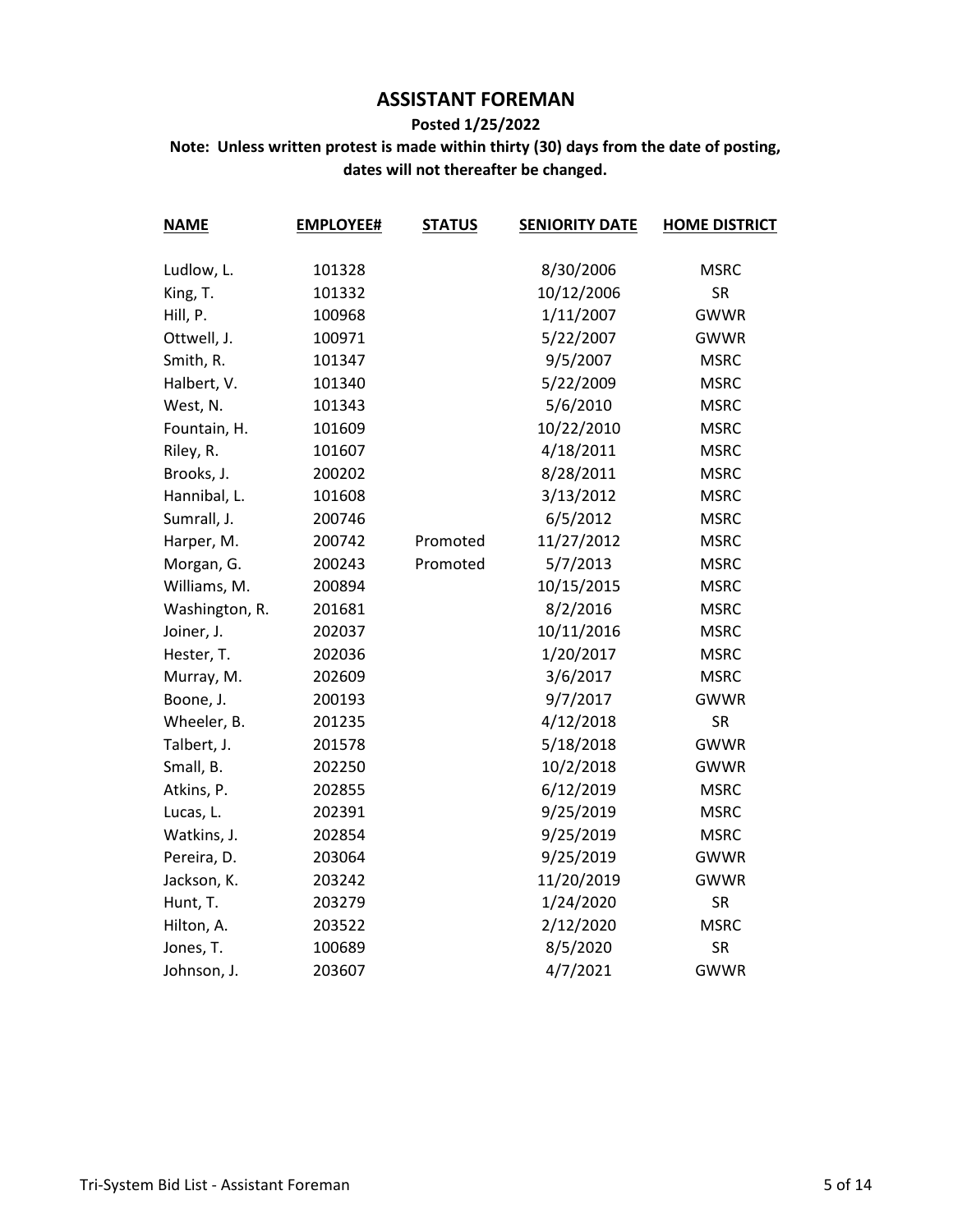# ASSISTANT FOREMAN

**Posted 1/25/2022**

**Note: Unless written protest is made within thirty (30) days from the date of posting, dates will not thereafter be changed.**

| NAME | EMPLOYEE# | STATUS | SENIORITY DATE | HOME DISTRICT |
|---|---|---|---|---|
| Ludlow, L. | 101328 | | 8/30/2006 | MSRC |
| King, T. | 101332 | | 10/12/2006 | SR |
| Hill, P. | 100968 | | 1/11/2007 | GWWR |
| Ottwell, J. | 100971 | | 5/22/2007 | GWWR |
| Smith, R. | 101347 | | 9/5/2007 | MSRC |
| Halbert, V. | 101340 | | 5/22/2009 | MSRC |
| West, N. | 101343 | | 5/6/2010 | MSRC |
| Fountain, H. | 101609 | | 10/22/2010 | MSRC |
| Riley, R. | 101607 | | 4/18/2011 | MSRC |
| Brooks, J. | 200202 | | 8/28/2011 | MSRC |
| Hannibal, L. | 101608 | | 3/13/2012 | MSRC |
| Sumrall, J. | 200746 | | 6/5/2012 | MSRC |
| Harper, M. | 200742 | Promoted | 11/27/2012 | MSRC |
| Morgan, G. | 200243 | Promoted | 5/7/2013 | MSRC |
| Williams, M. | 200894 | | 10/15/2015 | MSRC |
| Washington, R. | 201681 | | 8/2/2016 | MSRC |
| Joiner, J. | 202037 | | 10/11/2016 | MSRC |
| Hester, T. | 202036 | | 1/20/2017 | MSRC |
| Murray, M. | 202609 | | 3/6/2017 | MSRC |
| Boone, J. | 200193 | | 9/7/2017 | GWWR |
| Wheeler, B. | 201235 | | 4/12/2018 | SR |
| Talbert, J. | 201578 | | 5/18/2018 | GWWR |
| Small, B. | 202250 | | 10/2/2018 | GWWR |
| Atkins, P. | 202855 | | 6/12/2019 | MSRC |
| Lucas, L. | 202391 | | 9/25/2019 | MSRC |
| Watkins, J. | 202854 | | 9/25/2019 | MSRC |
| Pereira, D. | 203064 | | 9/25/2019 | GWWR |
| Jackson, K. | 203242 | | 11/20/2019 | GWWR |
| Hunt, T. | 203279 | | 1/24/2020 | SR |
| Hilton, A. | 203522 | | 2/12/2020 | MSRC |
| Jones, T. | 100689 | | 8/5/2020 | SR |
| Johnson, J. | 203607 | | 4/7/2021 | GWWR |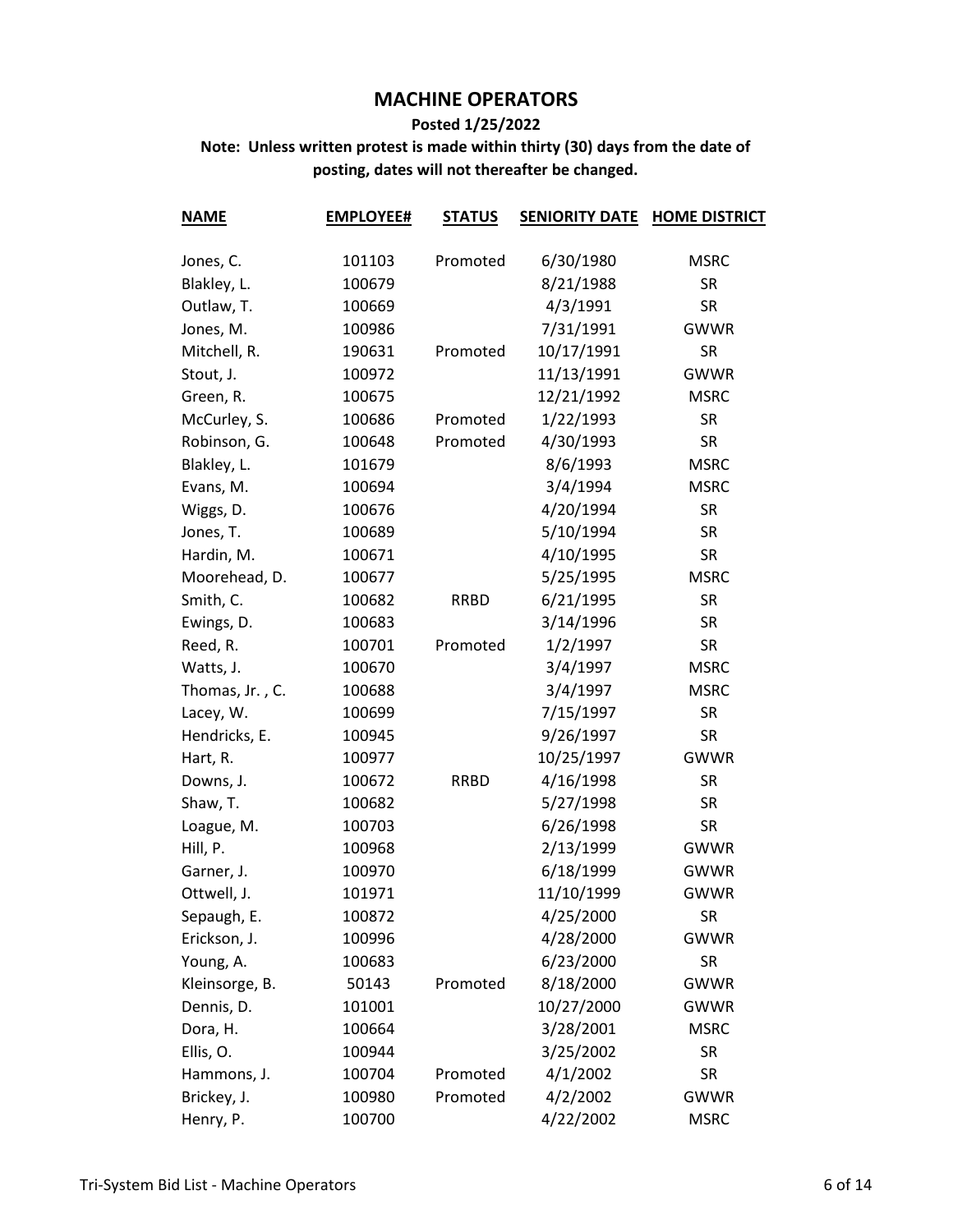# MACHINE OPERATORS

**Posted 1/25/2022**

**Note: Unless written protest is made within thirty (30) days from the date of posting, dates will not thereafter be changed.**

| NAME | EMPLOYEE# | STATUS | SENIORITY DATE | HOME DISTRICT |
|---|---|---|---|---|
| Jones, C. | 101103 | Promoted | 6/30/1980 | MSRC |
| Blakley, L. | 100679 | | 8/21/1988 | SR |
| Outlaw, T. | 100669 | | 4/3/1991 | SR |
| Jones, M. | 100986 | | 7/31/1991 | GWWR |
| Mitchell, R. | 190631 | Promoted | 10/17/1991 | SR |
| Stout, J. | 100972 | | 11/13/1991 | GWWR |
| Green, R. | 100675 | | 12/21/1992 | MSRC |
| McCurley, S. | 100686 | Promoted | 1/22/1993 | SR |
| Robinson, G. | 100648 | Promoted | 4/30/1993 | SR |
| Blakley, L. | 101679 | | 8/6/1993 | MSRC |
| Evans, M. | 100694 | | 3/4/1994 | MSRC |
| Wiggs, D. | 100676 | | 4/20/1994 | SR |
| Jones, T. | 100689 | | 5/10/1994 | SR |
| Hardin, M. | 100671 | | 4/10/1995 | SR |
| Moorehead, D. | 100677 | | 5/25/1995 | MSRC |
| Smith, C. | 100682 | RRBD | 6/21/1995 | SR |
| Ewings, D. | 100683 | | 3/14/1996 | SR |
| Reed, R. | 100701 | Promoted | 1/2/1997 | SR |
| Watts, J. | 100670 | | 3/4/1997 | MSRC |
| Thomas, Jr. , C. | 100688 | | 3/4/1997 | MSRC |
| Lacey, W. | 100699 | | 7/15/1997 | SR |
| Hendricks, E. | 100945 | | 9/26/1997 | SR |
| Hart, R. | 100977 | | 10/25/1997 | GWWR |
| Downs, J. | 100672 | RRBD | 4/16/1998 | SR |
| Shaw, T. | 100682 | | 5/27/1998 | SR |
| Loague, M. | 100703 | | 6/26/1998 | SR |
| Hill, P. | 100968 | | 2/13/1999 | GWWR |
| Garner, J. | 100970 | | 6/18/1999 | GWWR |
| Ottwell, J. | 101971 | | 11/10/1999 | GWWR |
| Sepaugh, E. | 100872 | | 4/25/2000 | SR |
| Erickson, J. | 100996 | | 4/28/2000 | GWWR |
| Young, A. | 100683 | | 6/23/2000 | SR |
| Kleinsorge, B. | 50143 | Promoted | 8/18/2000 | GWWR |
| Dennis, D. | 101001 | | 10/27/2000 | GWWR |
| Dora, H. | 100664 | | 3/28/2001 | MSRC |
| Ellis, O. | 100944 | | 3/25/2002 | SR |
| Hammons, J. | 100704 | Promoted | 4/1/2002 | SR |
| Brickey, J. | 100980 | Promoted | 4/2/2002 | GWWR |
| Henry, P. | 100700 | | 4/22/2002 | MSRC |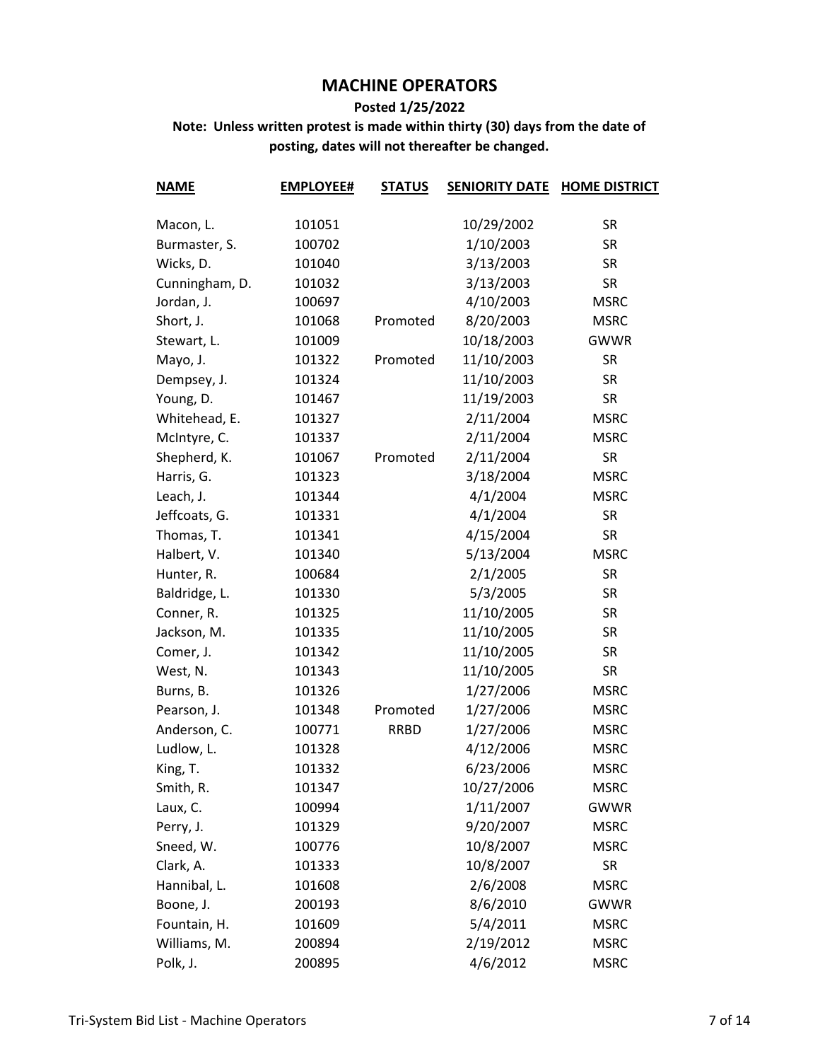# MACHINE OPERATORS

**Posted 1/25/2022**

**Note: Unless written protest is made within thirty (30) days from the date of posting, dates will not thereafter be changed.**

| NAME | EMPLOYEE# | STATUS | SENIORITY DATE | HOME DISTRICT |
|---|---|---|---|---|
| Macon, L. | 101051 | | 10/29/2002 | SR |
| Burmaster, S. | 100702 | | 1/10/2003 | SR |
| Wicks, D. | 101040 | | 3/13/2003 | SR |
| Cunningham, D. | 101032 | | 3/13/2003 | SR |
| Jordan, J. | 100697 | | 4/10/2003 | MSRC |
| Short, J. | 101068 | Promoted | 8/20/2003 | MSRC |
| Stewart, L. | 101009 | | 10/18/2003 | GWWR |
| Mayo, J. | 101322 | Promoted | 11/10/2003 | SR |
| Dempsey, J. | 101324 | | 11/10/2003 | SR |
| Young, D. | 101467 | | 11/19/2003 | SR |
| Whitehead, E. | 101327 | | 2/11/2004 | MSRC |
| McIntyre, C. | 101337 | | 2/11/2004 | MSRC |
| Shepherd, K. | 101067 | Promoted | 2/11/2004 | SR |
| Harris, G. | 101323 | | 3/18/2004 | MSRC |
| Leach, J. | 101344 | | 4/1/2004 | MSRC |
| Jeffcoats, G. | 101331 | | 4/1/2004 | SR |
| Thomas, T. | 101341 | | 4/15/2004 | SR |
| Halbert, V. | 101340 | | 5/13/2004 | MSRC |
| Hunter, R. | 100684 | | 2/1/2005 | SR |
| Baldridge, L. | 101330 | | 5/3/2005 | SR |
| Conner, R. | 101325 | | 11/10/2005 | SR |
| Jackson, M. | 101335 | | 11/10/2005 | SR |
| Comer, J. | 101342 | | 11/10/2005 | SR |
| West, N. | 101343 | | 11/10/2005 | SR |
| Burns, B. | 101326 | | 1/27/2006 | MSRC |
| Pearson, J. | 101348 | Promoted | 1/27/2006 | MSRC |
| Anderson, C. | 100771 | RRBD | 1/27/2006 | MSRC |
| Ludlow, L. | 101328 | | 4/12/2006 | MSRC |
| King, T. | 101332 | | 6/23/2006 | MSRC |
| Smith, R. | 101347 | | 10/27/2006 | MSRC |
| Laux, C. | 100994 | | 1/11/2007 | GWWR |
| Perry, J. | 101329 | | 9/20/2007 | MSRC |
| Sneed, W. | 100776 | | 10/8/2007 | MSRC |
| Clark, A. | 101333 | | 10/8/2007 | SR |
| Hannibal, L. | 101608 | | 2/6/2008 | MSRC |
| Boone, J. | 200193 | | 8/6/2010 | GWWR |
| Fountain, H. | 101609 | | 5/4/2011 | MSRC |
| Williams, M. | 200894 | | 2/19/2012 | MSRC |
| Polk, J. | 200895 | | 4/6/2012 | MSRC |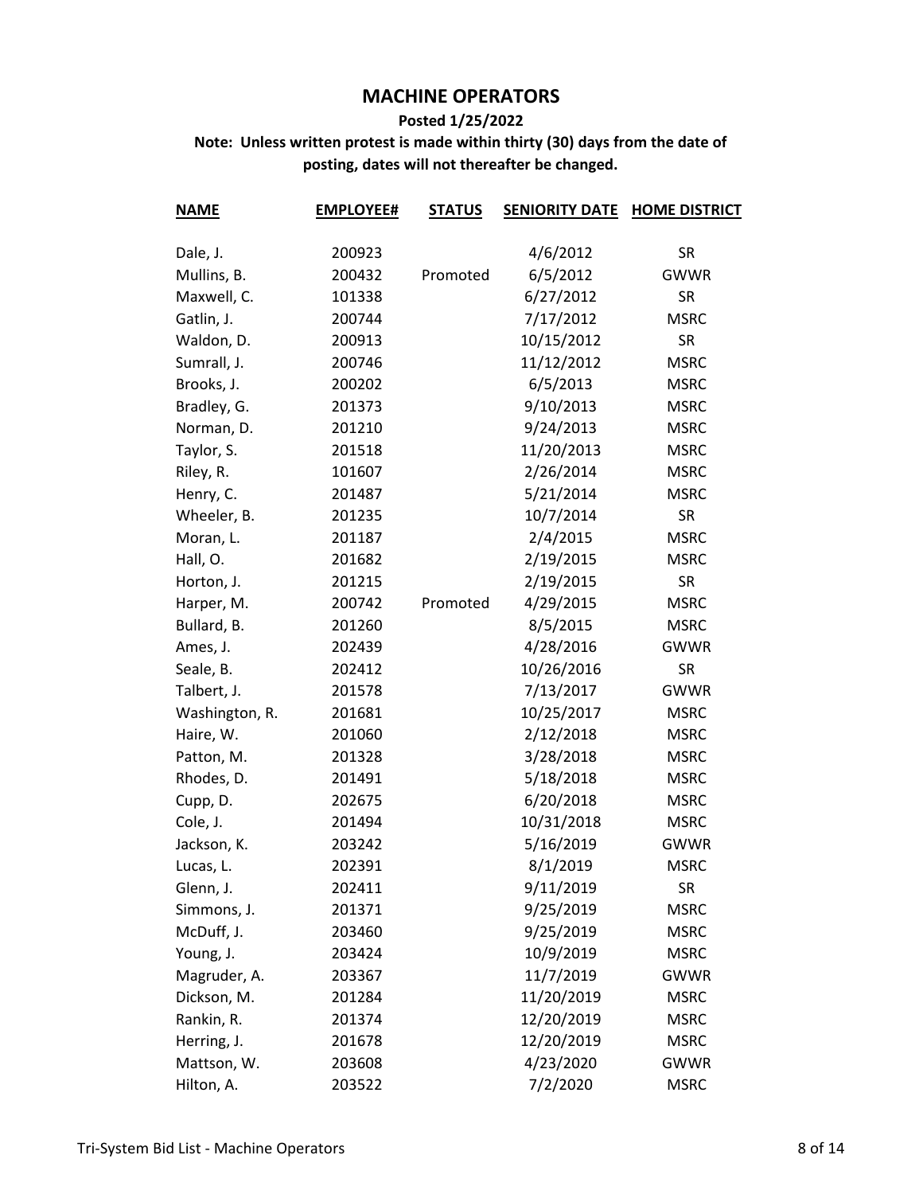## MACHINE OPERATORS

**Posted 1/25/2022**

**Note: Unless written protest is made within thirty (30) days from the date of posting, dates will not thereafter be changed.**

| NAME | EMPLOYEE# | STATUS | SENIORITY DATE | HOME DISTRICT |
|---|---|---|---|---|
| Dale, J. | 200923 | | 4/6/2012 | SR |
| Mullins, B. | 200432 | Promoted | 6/5/2012 | GWWR |
| Maxwell, C. | 101338 | | 6/27/2012 | SR |
| Gatlin, J. | 200744 | | 7/17/2012 | MSRC |
| Waldon, D. | 200913 | | 10/15/2012 | SR |
| Sumrall, J. | 200746 | | 11/12/2012 | MSRC |
| Brooks, J. | 200202 | | 6/5/2013 | MSRC |
| Bradley, G. | 201373 | | 9/10/2013 | MSRC |
| Norman, D. | 201210 | | 9/24/2013 | MSRC |
| Taylor, S. | 201518 | | 11/20/2013 | MSRC |
| Riley, R. | 101607 | | 2/26/2014 | MSRC |
| Henry, C. | 201487 | | 5/21/2014 | MSRC |
| Wheeler, B. | 201235 | | 10/7/2014 | SR |
| Moran, L. | 201187 | | 2/4/2015 | MSRC |
| Hall, O. | 201682 | | 2/19/2015 | MSRC |
| Horton, J. | 201215 | | 2/19/2015 | SR |
| Harper, M. | 200742 | Promoted | 4/29/2015 | MSRC |
| Bullard, B. | 201260 | | 8/5/2015 | MSRC |
| Ames, J. | 202439 | | 4/28/2016 | GWWR |
| Seale, B. | 202412 | | 10/26/2016 | SR |
| Talbert, J. | 201578 | | 7/13/2017 | GWWR |
| Washington, R. | 201681 | | 10/25/2017 | MSRC |
| Haire, W. | 201060 | | 2/12/2018 | MSRC |
| Patton, M. | 201328 | | 3/28/2018 | MSRC |
| Rhodes, D. | 201491 | | 5/18/2018 | MSRC |
| Cupp, D. | 202675 | | 6/20/2018 | MSRC |
| Cole, J. | 201494 | | 10/31/2018 | MSRC |
| Jackson, K. | 203242 | | 5/16/2019 | GWWR |
| Lucas, L. | 202391 | | 8/1/2019 | MSRC |
| Glenn, J. | 202411 | | 9/11/2019 | SR |
| Simmons, J. | 201371 | | 9/25/2019 | MSRC |
| McDuff, J. | 203460 | | 9/25/2019 | MSRC |
| Young, J. | 203424 | | 10/9/2019 | MSRC |
| Magruder, A. | 203367 | | 11/7/2019 | GWWR |
| Dickson, M. | 201284 | | 11/20/2019 | MSRC |
| Rankin, R. | 201374 | | 12/20/2019 | MSRC |
| Herring, J. | 201678 | | 12/20/2019 | MSRC |
| Mattson, W. | 203608 | | 4/23/2020 | GWWR |
| Hilton, A. | 203522 | | 7/2/2020 | MSRC |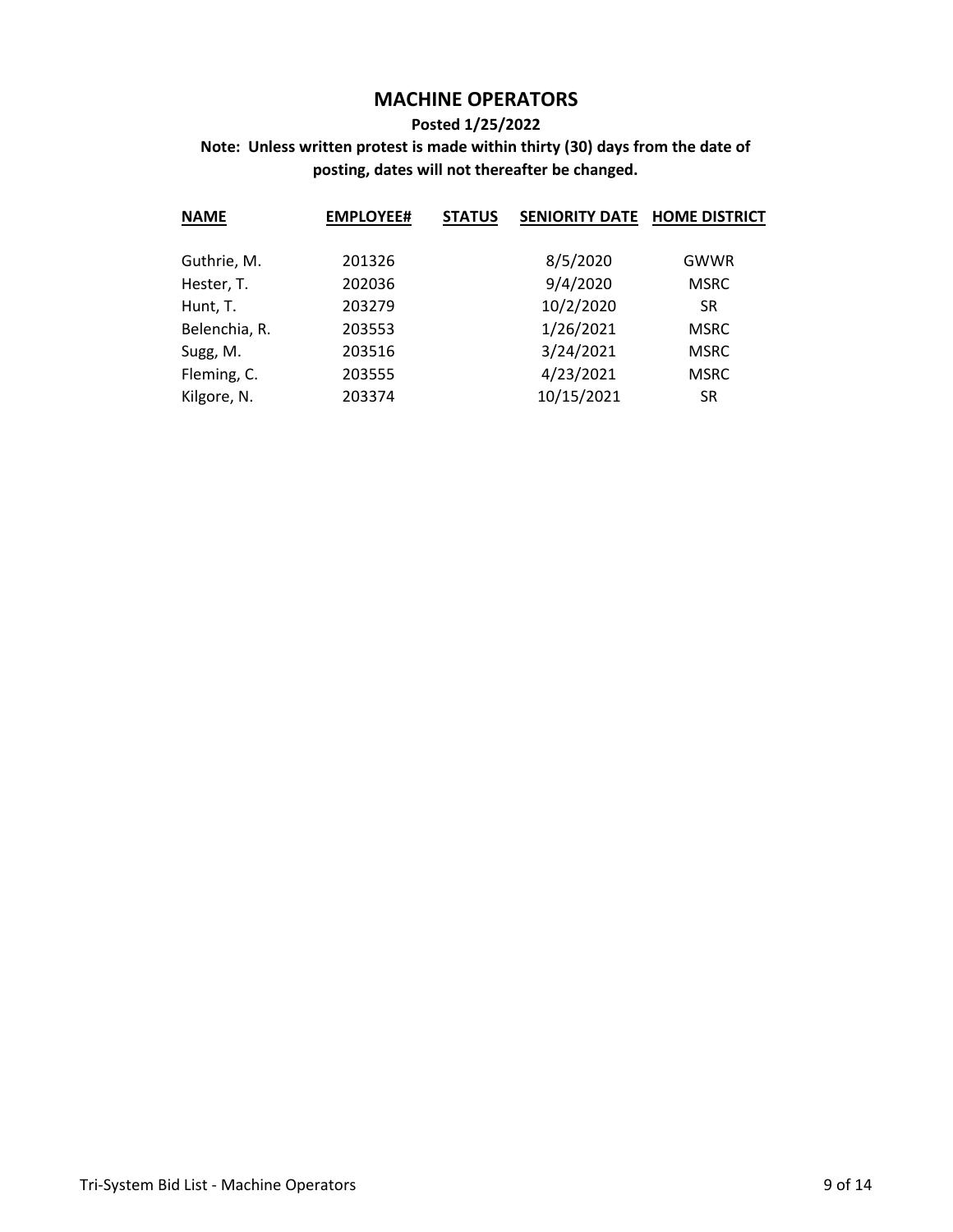# MACHINE OPERATORS

**Posted 1/25/2022**

**Note: Unless written protest is made within thirty (30) days from the date of posting, dates will not thereafter be changed.**

| NAME | EMPLOYEE# | STATUS | SENIORITY DATE | HOME DISTRICT |
|---|---|---|---|---|
| Guthrie, M. | 201326 | | 8/5/2020 | GWWR |
| Hester, T. | 202036 | | 9/4/2020 | MSRC |
| Hunt, T. | 203279 | | 10/2/2020 | SR |
| Belenchia, R. | 203553 | | 1/26/2021 | MSRC |
| Sugg, M. | 203516 | | 3/24/2021 | MSRC |
| Fleming, C. | 203555 | | 4/23/2021 | MSRC |
| Kilgore, N. | 203374 | | 10/15/2021 | SR |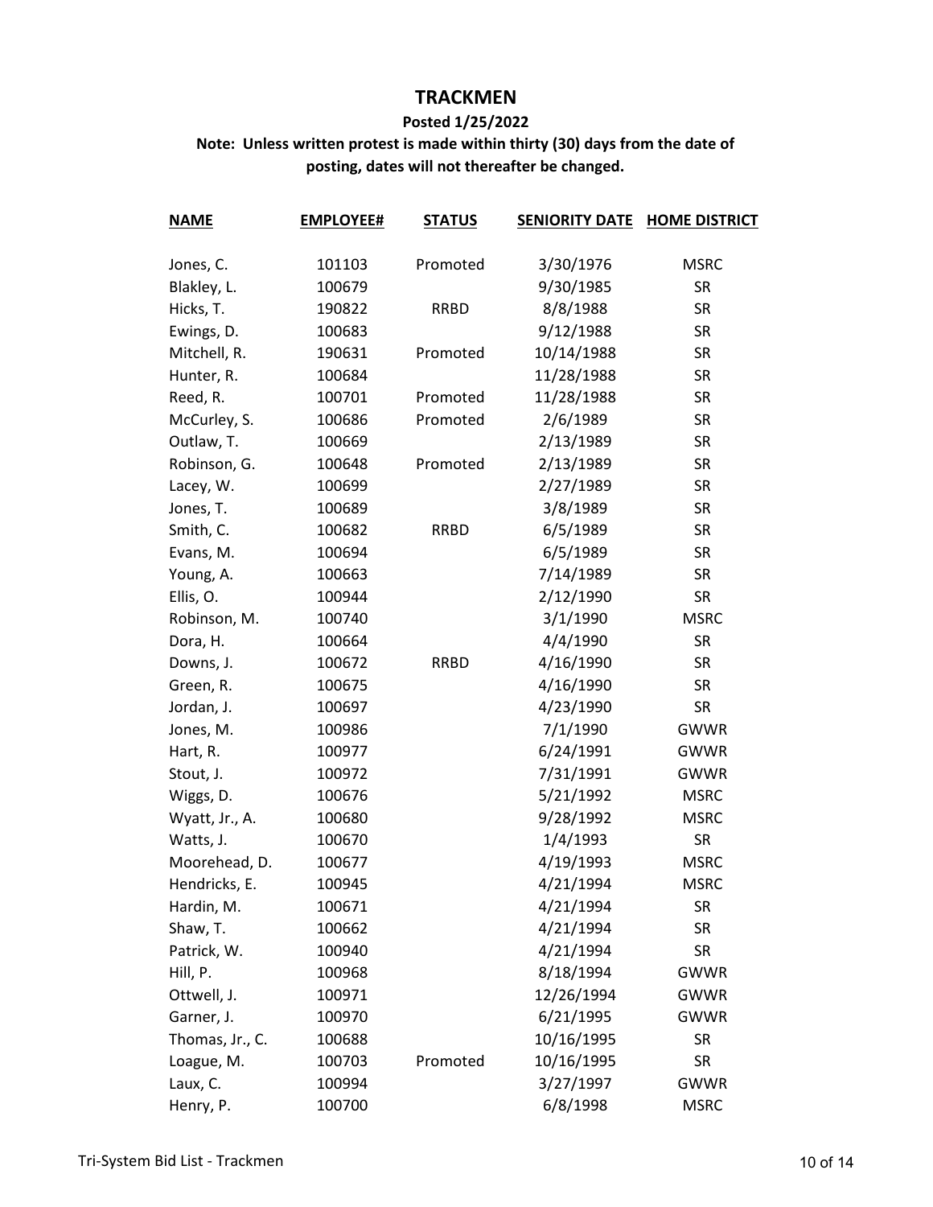# TRACKMEN

**Posted 1/25/2022**

**Note: Unless written protest is made within thirty (30) days from the date of posting, dates will not thereafter be changed.**

| NAME | EMPLOYEE# | STATUS | SENIORITY DATE | HOME DISTRICT |
|---|---|---|---|---|
| Jones, C. | 101103 | Promoted | 3/30/1976 | MSRC |
| Blakley, L. | 100679 | | 9/30/1985 | SR |
| Hicks, T. | 190822 | RRBD | 8/8/1988 | SR |
| Ewings, D. | 100683 | | 9/12/1988 | SR |
| Mitchell, R. | 190631 | Promoted | 10/14/1988 | SR |
| Hunter, R. | 100684 | | 11/28/1988 | SR |
| Reed, R. | 100701 | Promoted | 11/28/1988 | SR |
| McCurley, S. | 100686 | Promoted | 2/6/1989 | SR |
| Outlaw, T. | 100669 | | 2/13/1989 | SR |
| Robinson, G. | 100648 | Promoted | 2/13/1989 | SR |
| Lacey, W. | 100699 | | 2/27/1989 | SR |
| Jones, T. | 100689 | | 3/8/1989 | SR |
| Smith, C. | 100682 | RRBD | 6/5/1989 | SR |
| Evans, M. | 100694 | | 6/5/1989 | SR |
| Young, A. | 100663 | | 7/14/1989 | SR |
| Ellis, O. | 100944 | | 2/12/1990 | SR |
| Robinson, M. | 100740 | | 3/1/1990 | MSRC |
| Dora, H. | 100664 | | 4/4/1990 | SR |
| Downs, J. | 100672 | RRBD | 4/16/1990 | SR |
| Green, R. | 100675 | | 4/16/1990 | SR |
| Jordan, J. | 100697 | | 4/23/1990 | SR |
| Jones, M. | 100986 | | 7/1/1990 | GWWR |
| Hart, R. | 100977 | | 6/24/1991 | GWWR |
| Stout, J. | 100972 | | 7/31/1991 | GWWR |
| Wiggs, D. | 100676 | | 5/21/1992 | MSRC |
| Wyatt, Jr., A. | 100680 | | 9/28/1992 | MSRC |
| Watts, J. | 100670 | | 1/4/1993 | SR |
| Moorehead, D. | 100677 | | 4/19/1993 | MSRC |
| Hendricks, E. | 100945 | | 4/21/1994 | MSRC |
| Hardin, M. | 100671 | | 4/21/1994 | SR |
| Shaw, T. | 100662 | | 4/21/1994 | SR |
| Patrick, W. | 100940 | | 4/21/1994 | SR |
| Hill, P. | 100968 | | 8/18/1994 | GWWR |
| Ottwell, J. | 100971 | | 12/26/1994 | GWWR |
| Garner, J. | 100970 | | 6/21/1995 | GWWR |
| Thomas, Jr., C. | 100688 | | 10/16/1995 | SR |
| Loague, M. | 100703 | Promoted | 10/16/1995 | SR |
| Laux, C. | 100994 | | 3/27/1997 | GWWR |
| Henry, P. | 100700 | | 6/8/1998 | MSRC |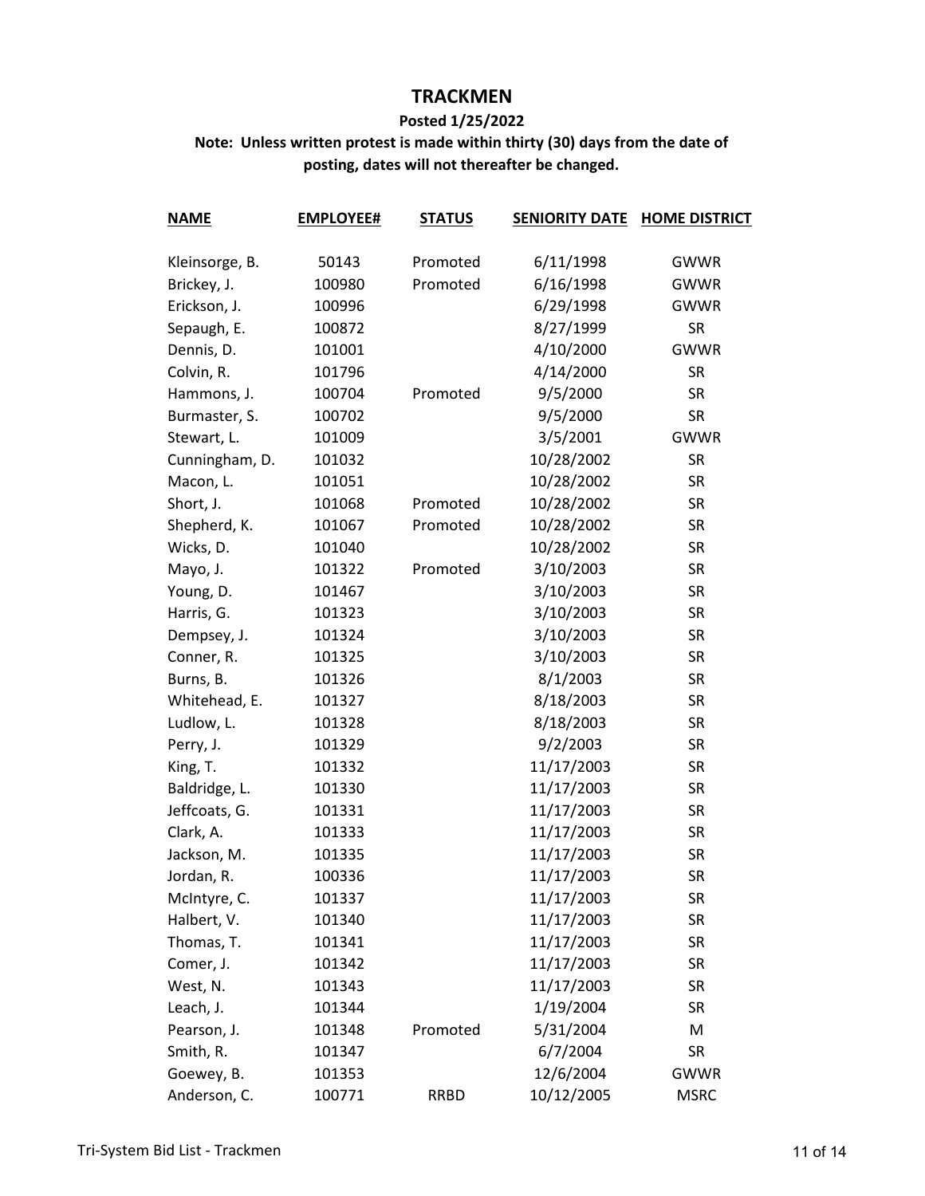# TRACKMEN

**Posted 1/25/2022**

**Note: Unless written protest is made within thirty (30) days from the date of posting, dates will not thereafter be changed.**

| NAME | EMPLOYEE# | STATUS | SENIORITY DATE | HOME DISTRICT |
|---|---|---|---|---|
| Kleinsorge, B. | 50143 | Promoted | 6/11/1998 | GWWR |
| Brickey, J. | 100980 | Promoted | 6/16/1998 | GWWR |
| Erickson, J. | 100996 | | 6/29/1998 | GWWR |
| Sepaugh, E. | 100872 | | 8/27/1999 | SR |
| Dennis, D. | 101001 | | 4/10/2000 | GWWR |
| Colvin, R. | 101796 | | 4/14/2000 | SR |
| Hammons, J. | 100704 | Promoted | 9/5/2000 | SR |
| Burmaster, S. | 100702 | | 9/5/2000 | SR |
| Stewart, L. | 101009 | | 3/5/2001 | GWWR |
| Cunningham, D. | 101032 | | 10/28/2002 | SR |
| Macon, L. | 101051 | | 10/28/2002 | SR |
| Short, J. | 101068 | Promoted | 10/28/2002 | SR |
| Shepherd, K. | 101067 | Promoted | 10/28/2002 | SR |
| Wicks, D. | 101040 | | 10/28/2002 | SR |
| Mayo, J. | 101322 | Promoted | 3/10/2003 | SR |
| Young, D. | 101467 | | 3/10/2003 | SR |
| Harris, G. | 101323 | | 3/10/2003 | SR |
| Dempsey, J. | 101324 | | 3/10/2003 | SR |
| Conner, R. | 101325 | | 3/10/2003 | SR |
| Burns, B. | 101326 | | 8/1/2003 | SR |
| Whitehead, E. | 101327 | | 8/18/2003 | SR |
| Ludlow, L. | 101328 | | 8/18/2003 | SR |
| Perry, J. | 101329 | | 9/2/2003 | SR |
| King, T. | 101332 | | 11/17/2003 | SR |
| Baldridge, L. | 101330 | | 11/17/2003 | SR |
| Jeffcoats, G. | 101331 | | 11/17/2003 | SR |
| Clark, A. | 101333 | | 11/17/2003 | SR |
| Jackson, M. | 101335 | | 11/17/2003 | SR |
| Jordan, R. | 100336 | | 11/17/2003 | SR |
| McIntyre, C. | 101337 | | 11/17/2003 | SR |
| Halbert, V. | 101340 | | 11/17/2003 | SR |
| Thomas, T. | 101341 | | 11/17/2003 | SR |
| Comer, J. | 101342 | | 11/17/2003 | SR |
| West, N. | 101343 | | 11/17/2003 | SR |
| Leach, J. | 101344 | | 1/19/2004 | SR |
| Pearson, J. | 101348 | Promoted | 5/31/2004 | M |
| Smith, R. | 101347 | | 6/7/2004 | SR |
| Goewey, B. | 101353 | | 12/6/2004 | GWWR |
| Anderson, C. | 100771 | RRBD | 10/12/2005 | MSRC |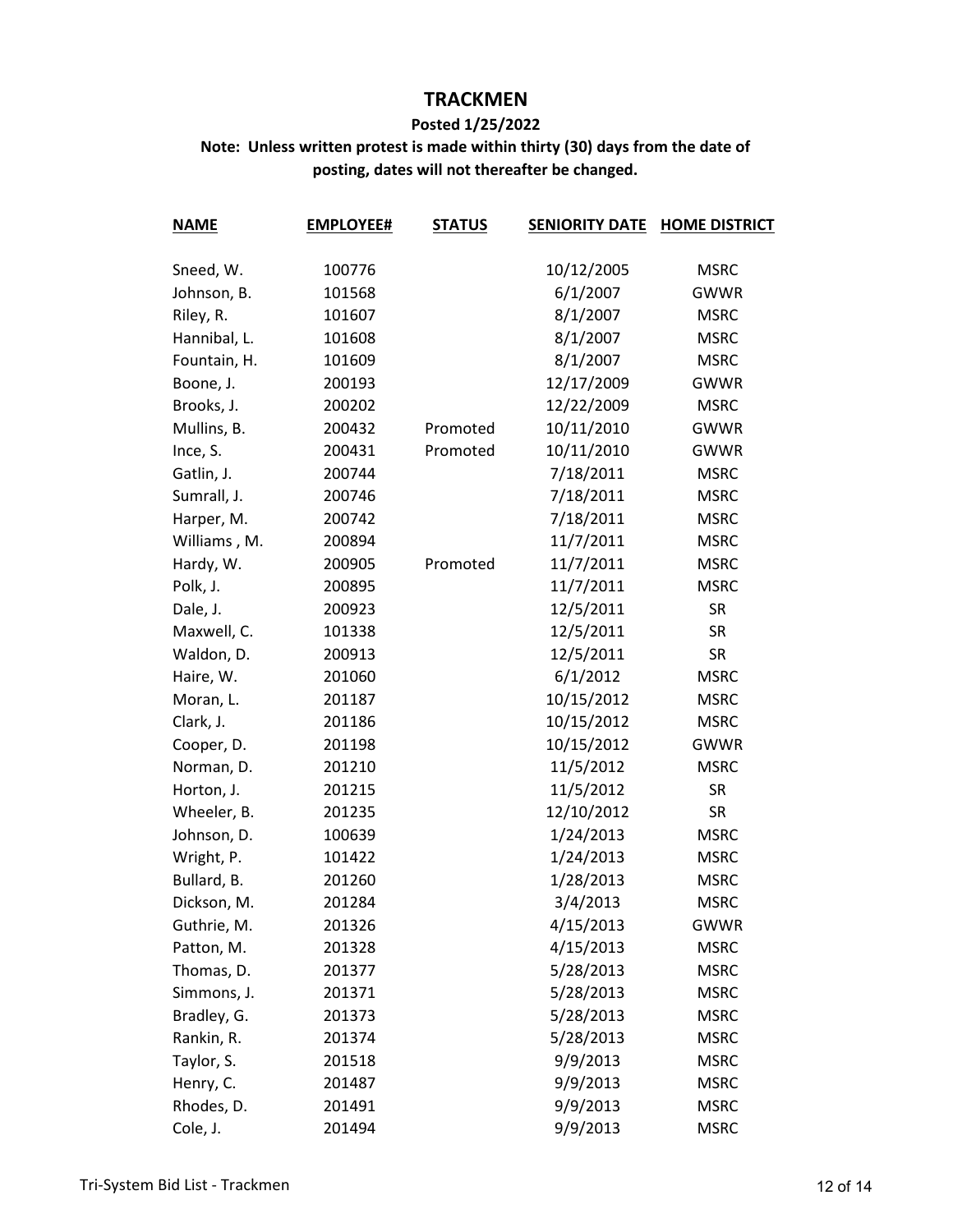# TRACKMEN

**Posted 1/25/2022**

**Note: Unless written protest is made within thirty (30) days from the date of posting, dates will not thereafter be changed.**

| NAME | EMPLOYEE# | STATUS | SENIORITY DATE | HOME DISTRICT |
|---|---|---|---|---|
| Sneed, W. | 100776 | | 10/12/2005 | MSRC |
| Johnson, B. | 101568 | | 6/1/2007 | GWWR |
| Riley, R. | 101607 | | 8/1/2007 | MSRC |
| Hannibal, L. | 101608 | | 8/1/2007 | MSRC |
| Fountain, H. | 101609 | | 8/1/2007 | MSRC |
| Boone, J. | 200193 | | 12/17/2009 | GWWR |
| Brooks, J. | 200202 | | 12/22/2009 | MSRC |
| Mullins, B. | 200432 | Promoted | 10/11/2010 | GWWR |
| Ince, S. | 200431 | Promoted | 10/11/2010 | GWWR |
| Gatlin, J. | 200744 | | 7/18/2011 | MSRC |
| Sumrall, J. | 200746 | | 7/18/2011 | MSRC |
| Harper, M. | 200742 | | 7/18/2011 | MSRC |
| Williams , M. | 200894 | | 11/7/2011 | MSRC |
| Hardy, W. | 200905 | Promoted | 11/7/2011 | MSRC |
| Polk, J. | 200895 | | 11/7/2011 | MSRC |
| Dale, J. | 200923 | | 12/5/2011 | SR |
| Maxwell, C. | 101338 | | 12/5/2011 | SR |
| Waldon, D. | 200913 | | 12/5/2011 | SR |
| Haire, W. | 201060 | | 6/1/2012 | MSRC |
| Moran, L. | 201187 | | 10/15/2012 | MSRC |
| Clark, J. | 201186 | | 10/15/2012 | MSRC |
| Cooper, D. | 201198 | | 10/15/2012 | GWWR |
| Norman, D. | 201210 | | 11/5/2012 | MSRC |
| Horton, J. | 201215 | | 11/5/2012 | SR |
| Wheeler, B. | 201235 | | 12/10/2012 | SR |
| Johnson, D. | 100639 | | 1/24/2013 | MSRC |
| Wright, P. | 101422 | | 1/24/2013 | MSRC |
| Bullard, B. | 201260 | | 1/28/2013 | MSRC |
| Dickson, M. | 201284 | | 3/4/2013 | MSRC |
| Guthrie, M. | 201326 | | 4/15/2013 | GWWR |
| Patton, M. | 201328 | | 4/15/2013 | MSRC |
| Thomas, D. | 201377 | | 5/28/2013 | MSRC |
| Simmons, J. | 201371 | | 5/28/2013 | MSRC |
| Bradley, G. | 201373 | | 5/28/2013 | MSRC |
| Rankin, R. | 201374 | | 5/28/2013 | MSRC |
| Taylor, S. | 201518 | | 9/9/2013 | MSRC |
| Henry, C. | 201487 | | 9/9/2013 | MSRC |
| Rhodes, D. | 201491 | | 9/9/2013 | MSRC |
| Cole, J. | 201494 | | 9/9/2013 | MSRC |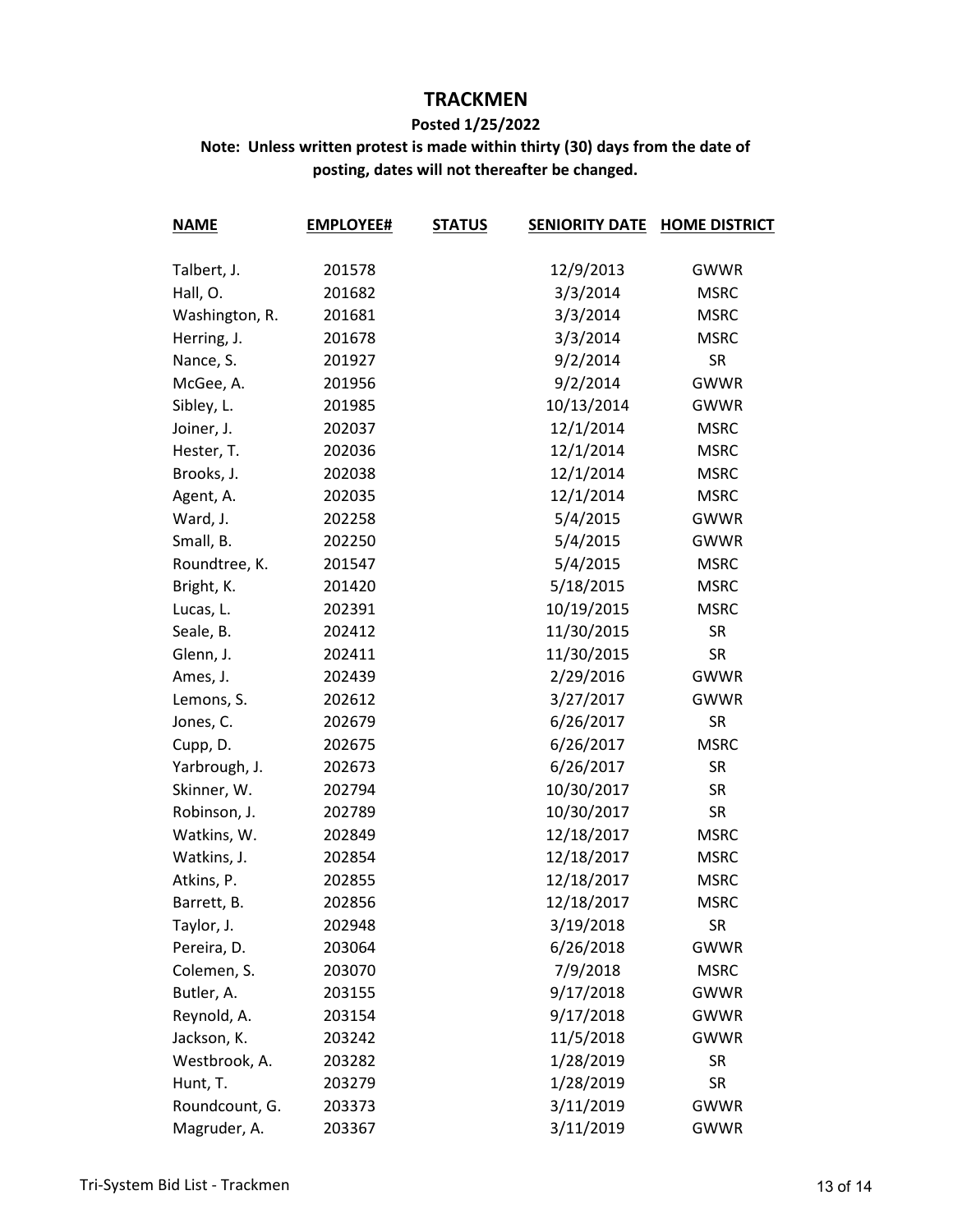# TRACKMEN

**Posted 1/25/2022**

**Note: Unless written protest is made within thirty (30) days from the date of posting, dates will not thereafter be changed.**

| NAME | EMPLOYEE# | STATUS | SENIORITY DATE | HOME DISTRICT |
|---|---|---|---|---|
| Talbert, J. | 201578 | | 12/9/2013 | GWWR |
| Hall, O. | 201682 | | 3/3/2014 | MSRC |
| Washington, R. | 201681 | | 3/3/2014 | MSRC |
| Herring, J. | 201678 | | 3/3/2014 | MSRC |
| Nance, S. | 201927 | | 9/2/2014 | SR |
| McGee, A. | 201956 | | 9/2/2014 | GWWR |
| Sibley, L. | 201985 | | 10/13/2014 | GWWR |
| Joiner, J. | 202037 | | 12/1/2014 | MSRC |
| Hester, T. | 202036 | | 12/1/2014 | MSRC |
| Brooks, J. | 202038 | | 12/1/2014 | MSRC |
| Agent, A. | 202035 | | 12/1/2014 | MSRC |
| Ward, J. | 202258 | | 5/4/2015 | GWWR |
| Small, B. | 202250 | | 5/4/2015 | GWWR |
| Roundtree, K. | 201547 | | 5/4/2015 | MSRC |
| Bright, K. | 201420 | | 5/18/2015 | MSRC |
| Lucas, L. | 202391 | | 10/19/2015 | MSRC |
| Seale, B. | 202412 | | 11/30/2015 | SR |
| Glenn, J. | 202411 | | 11/30/2015 | SR |
| Ames, J. | 202439 | | 2/29/2016 | GWWR |
| Lemons, S. | 202612 | | 3/27/2017 | GWWR |
| Jones, C. | 202679 | | 6/26/2017 | SR |
| Cupp, D. | 202675 | | 6/26/2017 | MSRC |
| Yarbrough, J. | 202673 | | 6/26/2017 | SR |
| Skinner, W. | 202794 | | 10/30/2017 | SR |
| Robinson, J. | 202789 | | 10/30/2017 | SR |
| Watkins, W. | 202849 | | 12/18/2017 | MSRC |
| Watkins, J. | 202854 | | 12/18/2017 | MSRC |
| Atkins, P. | 202855 | | 12/18/2017 | MSRC |
| Barrett, B. | 202856 | | 12/18/2017 | MSRC |
| Taylor, J. | 202948 | | 3/19/2018 | SR |
| Pereira, D. | 203064 | | 6/26/2018 | GWWR |
| Colemen, S. | 203070 | | 7/9/2018 | MSRC |
| Butler, A. | 203155 | | 9/17/2018 | GWWR |
| Reynold, A. | 203154 | | 9/17/2018 | GWWR |
| Jackson, K. | 203242 | | 11/5/2018 | GWWR |
| Westbrook, A. | 203282 | | 1/28/2019 | SR |
| Hunt, T. | 203279 | | 1/28/2019 | SR |
| Roundcount, G. | 203373 | | 3/11/2019 | GWWR |
| Magruder, A. | 203367 | | 3/11/2019 | GWWR |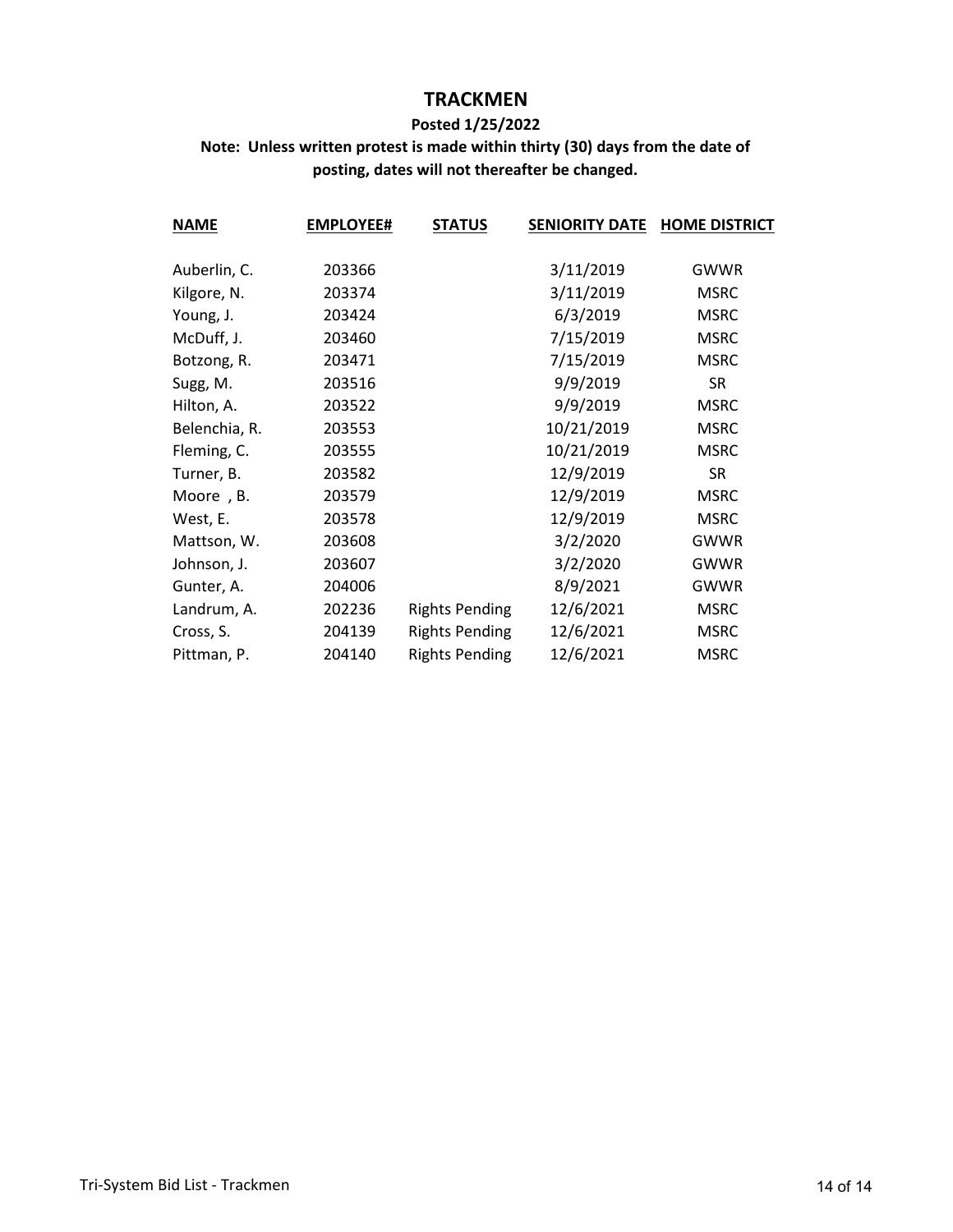# TRACKMEN

**Posted 1/25/2022**

**Note: Unless written protest is made within thirty (30) days from the date of posting, dates will not thereafter be changed.**

| NAME | EMPLOYEE# | STATUS | SENIORITY DATE | HOME DISTRICT |
|---|---|---|---|---|
| Auberlin, C. | 203366 | | 3/11/2019 | GWWR |
| Kilgore, N. | 203374 | | 3/11/2019 | MSRC |
| Young, J. | 203424 | | 6/3/2019 | MSRC |
| McDuff, J. | 203460 | | 7/15/2019 | MSRC |
| Botzong, R. | 203471 | | 7/15/2019 | MSRC |
| Sugg, M. | 203516 | | 9/9/2019 | SR |
| Hilton, A. | 203522 | | 9/9/2019 | MSRC |
| Belenchia, R. | 203553 | | 10/21/2019 | MSRC |
| Fleming, C. | 203555 | | 10/21/2019 | MSRC |
| Turner, B. | 203582 | | 12/9/2019 | SR |
| Moore , B. | 203579 | | 12/9/2019 | MSRC |
| West, E. | 203578 | | 12/9/2019 | MSRC |
| Mattson, W. | 203608 | | 3/2/2020 | GWWR |
| Johnson, J. | 203607 | | 3/2/2020 | GWWR |
| Gunter, A. | 204006 | | 8/9/2021 | GWWR |
| Landrum, A. | 202236 | Rights Pending | 12/6/2021 | MSRC |
| Cross, S. | 204139 | Rights Pending | 12/6/2021 | MSRC |
| Pittman, P. | 204140 | Rights Pending | 12/6/2021 | MSRC |